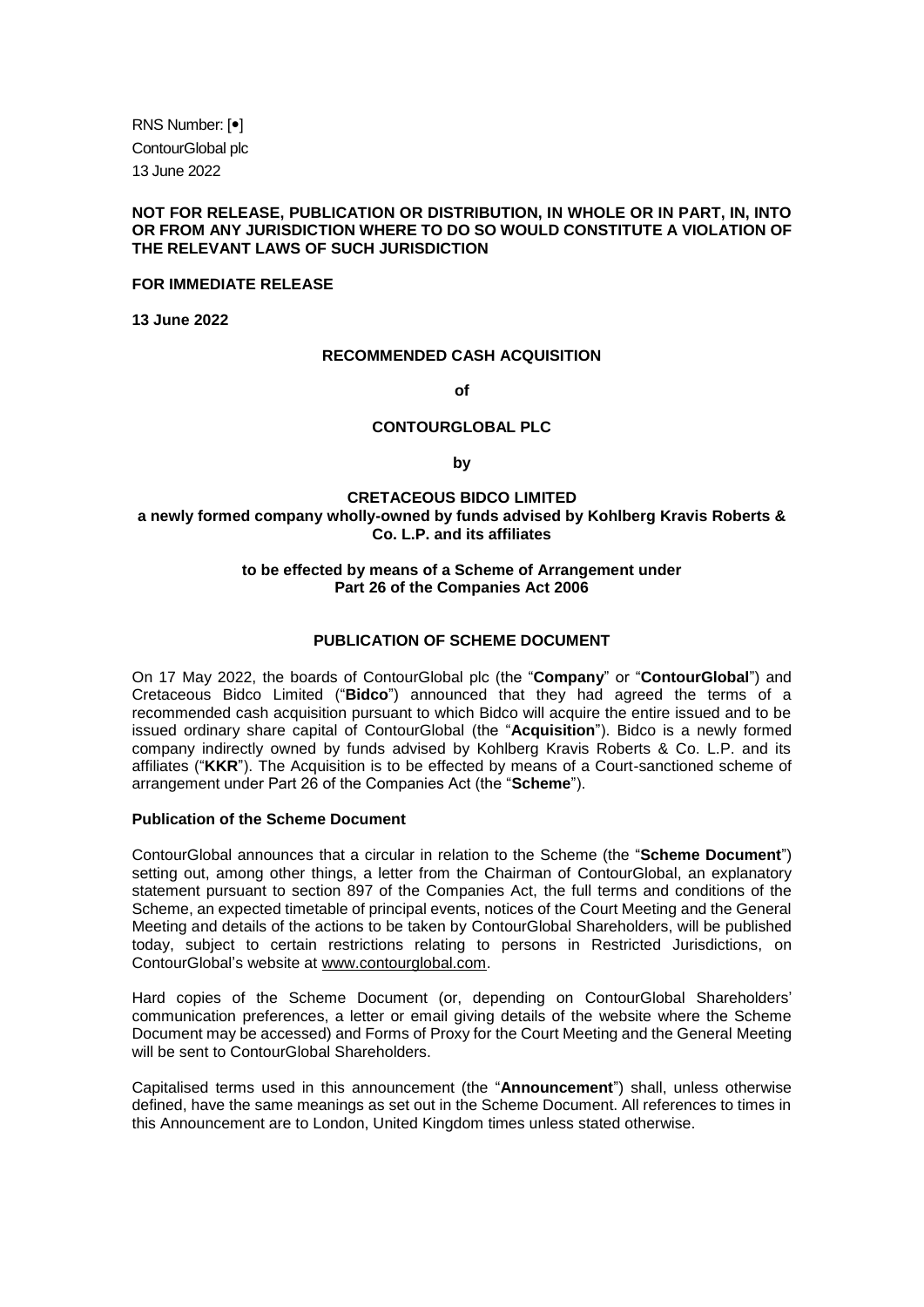RNS Number: [•]
ContourGlobal plc
13 June 2022

**NOT FOR RELEASE, PUBLICATION OR DISTRIBUTION, IN WHOLE OR IN PART, IN, INTO OR FROM ANY JURISDICTION WHERE TO DO SO WOULD CONSTITUTE A VIOLATION OF THE RELEVANT LAWS OF SUCH JURISDICTION**

**FOR IMMEDIATE RELEASE**

**13 June 2022**

**RECOMMENDED CASH ACQUISITION**

**of**

**CONTOURGLOBAL PLC**

**by**

**CRETACEOUS BIDCO LIMITED**
**a newly formed company wholly-owned by funds advised by Kohlberg Kravis Roberts & Co. L.P. and its affiliates**

**to be effected by means of a Scheme of Arrangement under Part 26 of the Companies Act 2006**

**PUBLICATION OF SCHEME DOCUMENT**

On 17 May 2022, the boards of ContourGlobal plc (the "**Company**" or "**ContourGlobal**") and Cretaceous Bidco Limited ("**Bidco**") announced that they had agreed the terms of a recommended cash acquisition pursuant to which Bidco will acquire the entire issued and to be issued ordinary share capital of ContourGlobal (the "**Acquisition**"). Bidco is a newly formed company indirectly owned by funds advised by Kohlberg Kravis Roberts & Co. L.P. and its affiliates ("**KKR**"). The Acquisition is to be effected by means of a Court-sanctioned scheme of arrangement under Part 26 of the Companies Act (the "**Scheme**").

**Publication of the Scheme Document**

ContourGlobal announces that a circular in relation to the Scheme (the "**Scheme Document**") setting out, among other things, a letter from the Chairman of ContourGlobal, an explanatory statement pursuant to section 897 of the Companies Act, the full terms and conditions of the Scheme, an expected timetable of principal events, notices of the Court Meeting and the General Meeting and details of the actions to be taken by ContourGlobal Shareholders, will be published today, subject to certain restrictions relating to persons in Restricted Jurisdictions, on ContourGlobal's website at www.contourglobal.com.

Hard copies of the Scheme Document (or, depending on ContourGlobal Shareholders' communication preferences, a letter or email giving details of the website where the Scheme Document may be accessed) and Forms of Proxy for the Court Meeting and the General Meeting will be sent to ContourGlobal Shareholders.

Capitalised terms used in this announcement (the "**Announcement**") shall, unless otherwise defined, have the same meanings as set out in the Scheme Document. All references to times in this Announcement are to London, United Kingdom times unless stated otherwise.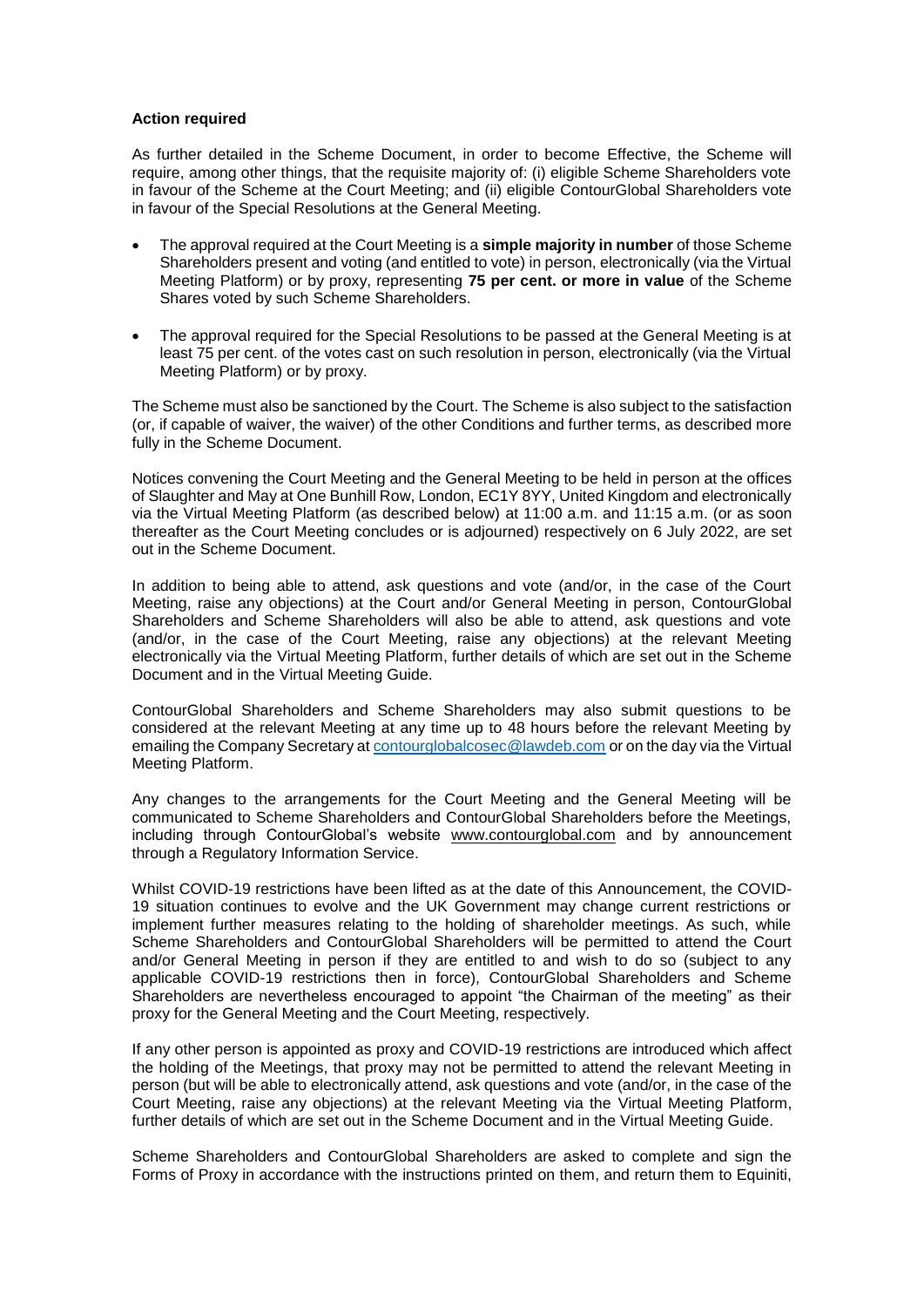**Action required**

As further detailed in the Scheme Document, in order to become Effective, the Scheme will require, among other things, that the requisite majority of: (i) eligible Scheme Shareholders vote in favour of the Scheme at the Court Meeting; and (ii) eligible ContourGlobal Shareholders vote in favour of the Special Resolutions at the General Meeting.

- The approval required at the Court Meeting is a **simple majority in number** of those Scheme Shareholders present and voting (and entitled to vote) in person, electronically (via the Virtual Meeting Platform) or by proxy, representing **75 per cent. or more in value** of the Scheme Shares voted by such Scheme Shareholders.
- The approval required for the Special Resolutions to be passed at the General Meeting is at least 75 per cent. of the votes cast on such resolution in person, electronically (via the Virtual Meeting Platform) or by proxy.

The Scheme must also be sanctioned by the Court. The Scheme is also subject to the satisfaction (or, if capable of waiver, the waiver) of the other Conditions and further terms, as described more fully in the Scheme Document.

Notices convening the Court Meeting and the General Meeting to be held in person at the offices of Slaughter and May at One Bunhill Row, London, EC1Y 8YY, United Kingdom and electronically via the Virtual Meeting Platform (as described below) at 11:00 a.m. and 11:15 a.m. (or as soon thereafter as the Court Meeting concludes or is adjourned) respectively on 6 July 2022, are set out in the Scheme Document.

In addition to being able to attend, ask questions and vote (and/or, in the case of the Court Meeting, raise any objections) at the Court and/or General Meeting in person, ContourGlobal Shareholders and Scheme Shareholders will also be able to attend, ask questions and vote (and/or, in the case of the Court Meeting, raise any objections) at the relevant Meeting electronically via the Virtual Meeting Platform, further details of which are set out in the Scheme Document and in the Virtual Meeting Guide.

ContourGlobal Shareholders and Scheme Shareholders may also submit questions to be considered at the relevant Meeting at any time up to 48 hours before the relevant Meeting by emailing the Company Secretary at contourglobalcosec@lawdeb.com or on the day via the Virtual Meeting Platform.

Any changes to the arrangements for the Court Meeting and the General Meeting will be communicated to Scheme Shareholders and ContourGlobal Shareholders before the Meetings, including through ContourGlobal's website www.contourglobal.com and by announcement through a Regulatory Information Service.

Whilst COVID-19 restrictions have been lifted as at the date of this Announcement, the COVID-19 situation continues to evolve and the UK Government may change current restrictions or implement further measures relating to the holding of shareholder meetings. As such, while Scheme Shareholders and ContourGlobal Shareholders will be permitted to attend the Court and/or General Meeting in person if they are entitled to and wish to do so (subject to any applicable COVID-19 restrictions then in force), ContourGlobal Shareholders and Scheme Shareholders are nevertheless encouraged to appoint "the Chairman of the meeting" as their proxy for the General Meeting and the Court Meeting, respectively.

If any other person is appointed as proxy and COVID-19 restrictions are introduced which affect the holding of the Meetings, that proxy may not be permitted to attend the relevant Meeting in person (but will be able to electronically attend, ask questions and vote (and/or, in the case of the Court Meeting, raise any objections) at the relevant Meeting via the Virtual Meeting Platform, further details of which are set out in the Scheme Document and in the Virtual Meeting Guide.

Scheme Shareholders and ContourGlobal Shareholders are asked to complete and sign the Forms of Proxy in accordance with the instructions printed on them, and return them to Equiniti,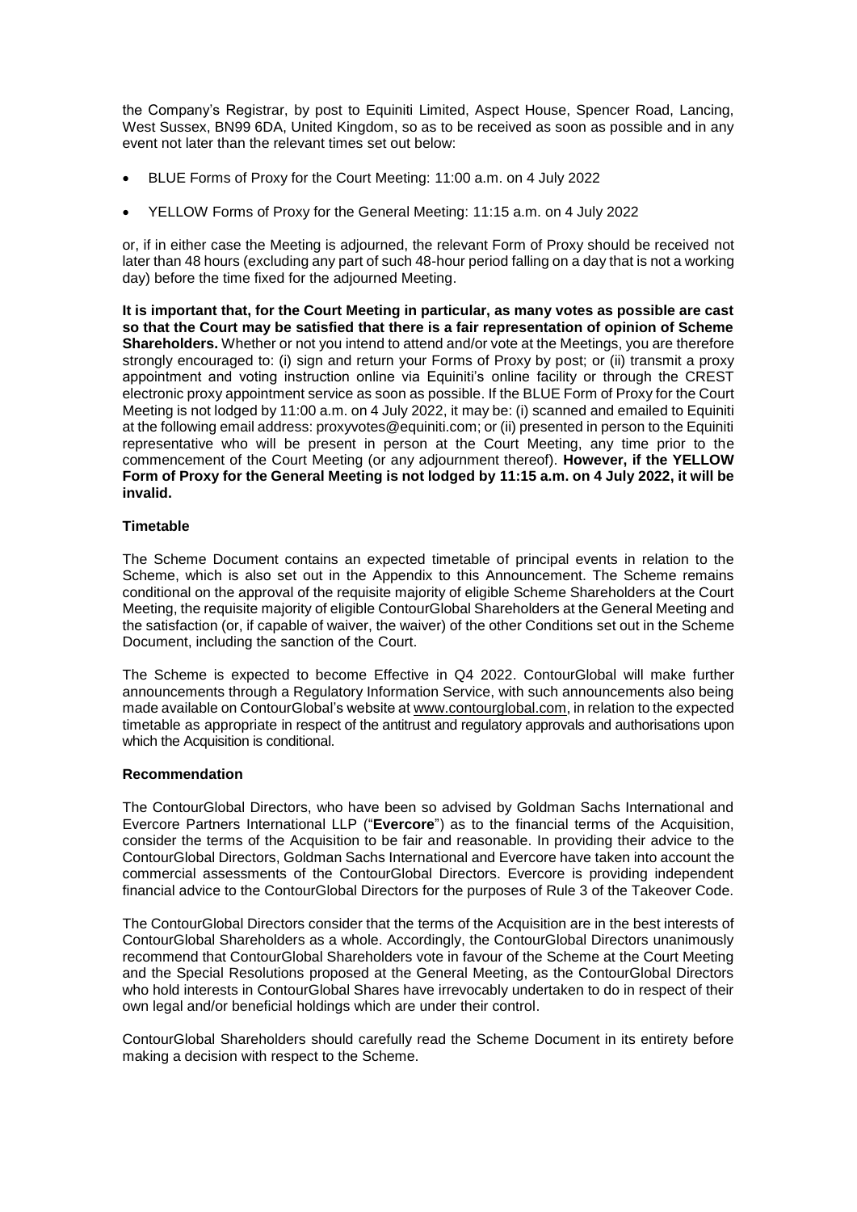the Company's Registrar, by post to Equiniti Limited, Aspect House, Spencer Road, Lancing, West Sussex, BN99 6DA, United Kingdom, so as to be received as soon as possible and in any event not later than the relevant times set out below:

- BLUE Forms of Proxy for the Court Meeting: 11:00 a.m. on 4 July 2022
- YELLOW Forms of Proxy for the General Meeting: 11:15 a.m. on 4 July 2022

or, if in either case the Meeting is adjourned, the relevant Form of Proxy should be received not later than 48 hours (excluding any part of such 48-hour period falling on a day that is not a working day) before the time fixed for the adjourned Meeting.

**It is important that, for the Court Meeting in particular, as many votes as possible are cast so that the Court may be satisfied that there is a fair representation of opinion of Scheme Shareholders.** Whether or not you intend to attend and/or vote at the Meetings, you are therefore strongly encouraged to: (i) sign and return your Forms of Proxy by post; or (ii) transmit a proxy appointment and voting instruction online via Equiniti's online facility or through the CREST electronic proxy appointment service as soon as possible. If the BLUE Form of Proxy for the Court Meeting is not lodged by 11:00 a.m. on 4 July 2022, it may be: (i) scanned and emailed to Equiniti at the following email address: proxyvotes@equiniti.com; or (ii) presented in person to the Equiniti representative who will be present in person at the Court Meeting, any time prior to the commencement of the Court Meeting (or any adjournment thereof). **However, if the YELLOW Form of Proxy for the General Meeting is not lodged by 11:15 a.m. on 4 July 2022, it will be invalid.**

### Timetable

The Scheme Document contains an expected timetable of principal events in relation to the Scheme, which is also set out in the Appendix to this Announcement. The Scheme remains conditional on the approval of the requisite majority of eligible Scheme Shareholders at the Court Meeting, the requisite majority of eligible ContourGlobal Shareholders at the General Meeting and the satisfaction (or, if capable of waiver, the waiver) of the other Conditions set out in the Scheme Document, including the sanction of the Court.

The Scheme is expected to become Effective in Q4 2022. ContourGlobal will make further announcements through a Regulatory Information Service, with such announcements also being made available on ContourGlobal's website at www.contourglobal.com, in relation to the expected timetable as appropriate in respect of the antitrust and regulatory approvals and authorisations upon which the Acquisition is conditional.

### Recommendation

The ContourGlobal Directors, who have been so advised by Goldman Sachs International and Evercore Partners International LLP ("**Evercore**") as to the financial terms of the Acquisition, consider the terms of the Acquisition to be fair and reasonable. In providing their advice to the ContourGlobal Directors, Goldman Sachs International and Evercore have taken into account the commercial assessments of the ContourGlobal Directors. Evercore is providing independent financial advice to the ContourGlobal Directors for the purposes of Rule 3 of the Takeover Code.

The ContourGlobal Directors consider that the terms of the Acquisition are in the best interests of ContourGlobal Shareholders as a whole. Accordingly, the ContourGlobal Directors unanimously recommend that ContourGlobal Shareholders vote in favour of the Scheme at the Court Meeting and the Special Resolutions proposed at the General Meeting, as the ContourGlobal Directors who hold interests in ContourGlobal Shares have irrevocably undertaken to do in respect of their own legal and/or beneficial holdings which are under their control.

ContourGlobal Shareholders should carefully read the Scheme Document in its entirety before making a decision with respect to the Scheme.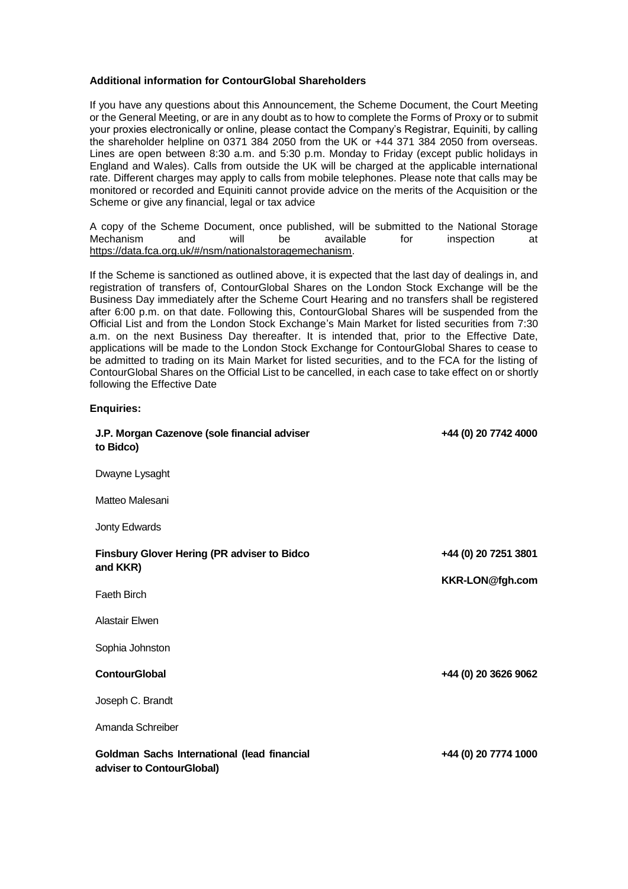**Additional information for ContourGlobal Shareholders**

If you have any questions about this Announcement, the Scheme Document, the Court Meeting or the General Meeting, or are in any doubt as to how to complete the Forms of Proxy or to submit your proxies electronically or online, please contact the Company's Registrar, Equiniti, by calling the shareholder helpline on 0371 384 2050 from the UK or +44 371 384 2050 from overseas. Lines are open between 8:30 a.m. and 5:30 p.m. Monday to Friday (except public holidays in England and Wales). Calls from outside the UK will be charged at the applicable international rate. Different charges may apply to calls from mobile telephones. Please note that calls may be monitored or recorded and Equiniti cannot provide advice on the merits of the Acquisition or the Scheme or give any financial, legal or tax advice

A copy of the Scheme Document, once published, will be submitted to the National Storage Mechanism and will be available for inspection at https://data.fca.org.uk/#/nsm/nationalstoragemechanism.

If the Scheme is sanctioned as outlined above, it is expected that the last day of dealings in, and registration of transfers of, ContourGlobal Shares on the London Stock Exchange will be the Business Day immediately after the Scheme Court Hearing and no transfers shall be registered after 6:00 p.m. on that date. Following this, ContourGlobal Shares will be suspended from the Official List and from the London Stock Exchange's Main Market for listed securities from 7:30 a.m. on the next Business Day thereafter. It is intended that, prior to the Effective Date, applications will be made to the London Stock Exchange for ContourGlobal Shares to cease to be admitted to trading on its Main Market for listed securities, and to the FCA for the listing of ContourGlobal Shares on the Official List to be cancelled, in each case to take effect on or shortly following the Effective Date

**Enquiries:**

| | |
|---|---|
| **J.P. Morgan Cazenove (sole financial adviser to Bidco)** | **+44 (0) 20 7742 4000** |
| Dwayne Lysaght | |
| Matteo Malesani | |
| Jonty Edwards | |
| **Finsbury Glover Hering (PR adviser to Bidco and KKR)** | **+44 (0) 20 7251 3801** |
| | **KKR-LON@fgh.com** |
| Faeth Birch | |
| Alastair Elwen | |
| Sophia Johnston | |
| **ContourGlobal** | **+44 (0) 20 3626 9062** |
| Joseph C. Brandt | |
| Amanda Schreiber | |
| **Goldman Sachs International (lead financial adviser to ContourGlobal)** | **+44 (0) 20 7774 1000** |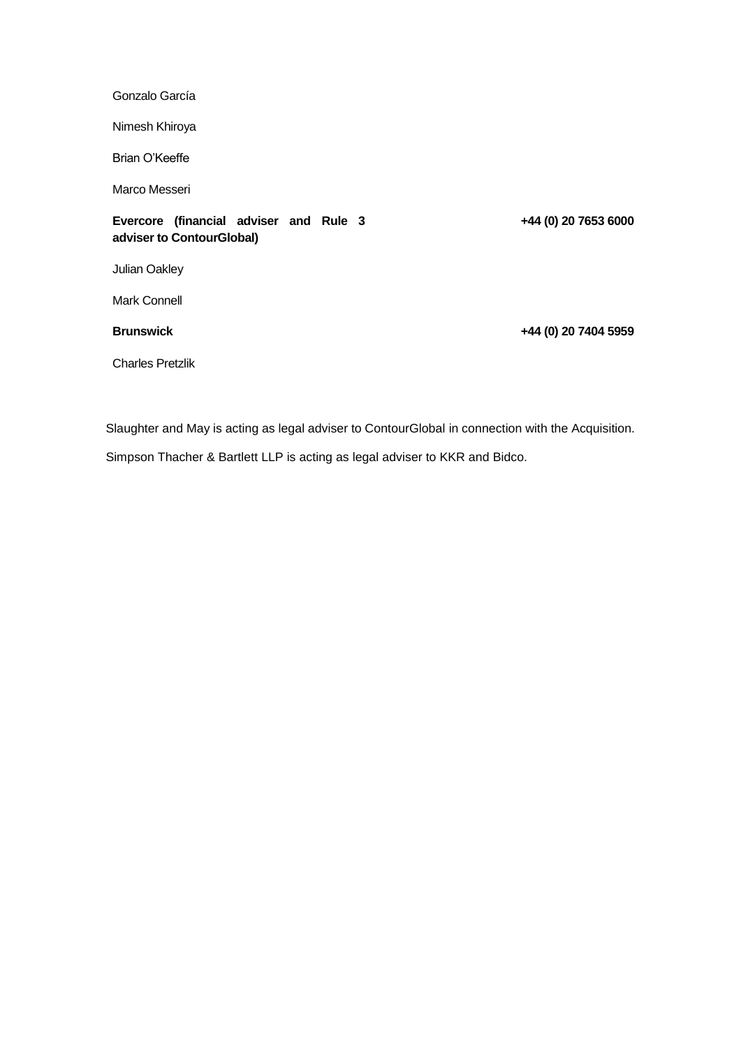Gonzalo García

Nimesh Khiroya

Brian O'Keeffe

Marco Messeri

**Evercore (financial adviser and Rule 3 adviser to ContourGlobal)** **+44 (0) 20 7653 6000**

Julian Oakley

Mark Connell

**Brunswick** **+44 (0) 20 7404 5959**

Charles Pretzlik

Slaughter and May is acting as legal adviser to ContourGlobal in connection with the Acquisition.

Simpson Thacher & Bartlett LLP is acting as legal adviser to KKR and Bidco.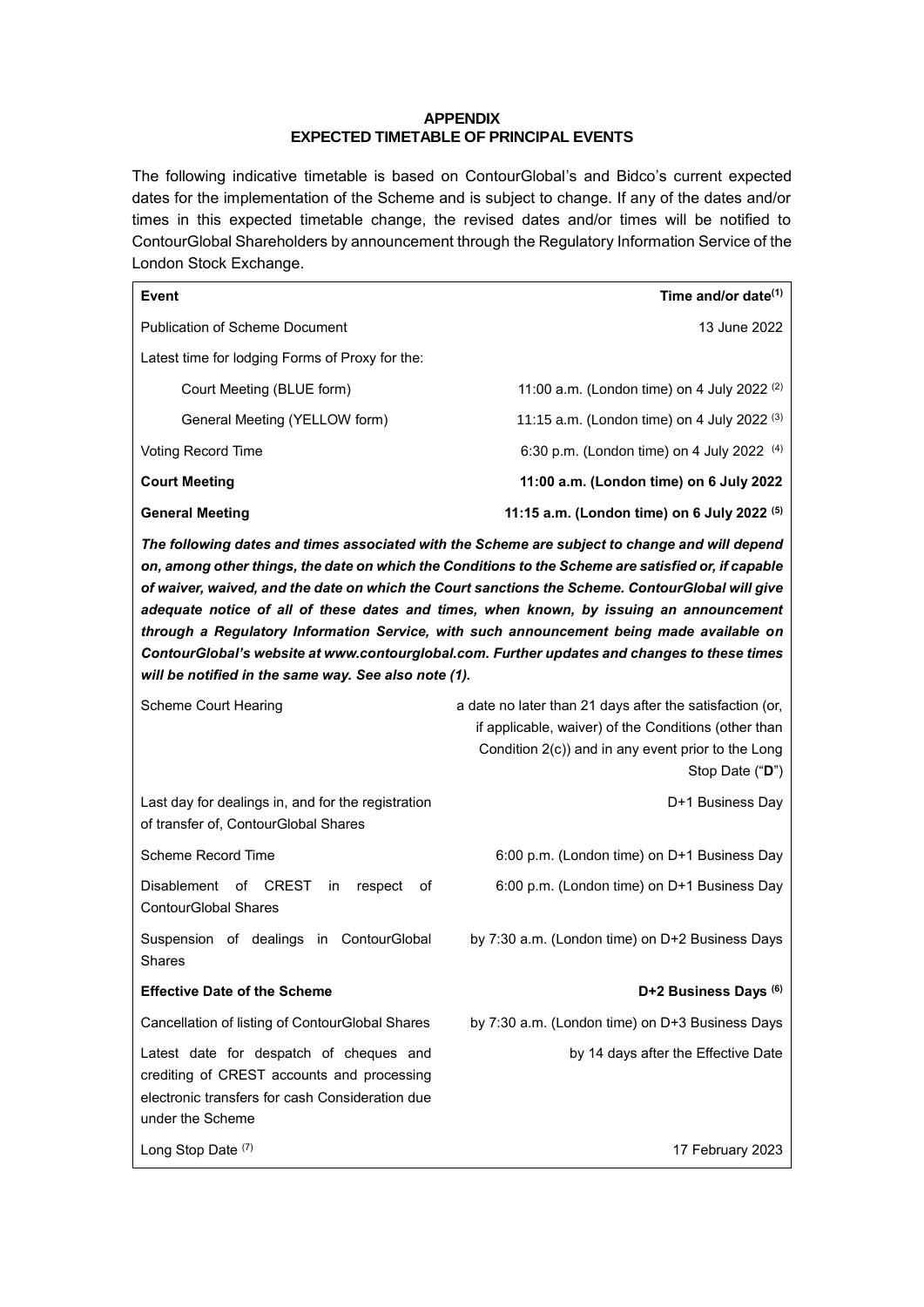# APPENDIX
## EXPECTED TIMETABLE OF PRINCIPAL EVENTS

The following indicative timetable is based on ContourGlobal's and Bidco's current expected dates for the implementation of the Scheme and is subject to change. If any of the dates and/or times in this expected timetable change, the revised dates and/or times will be notified to ContourGlobal Shareholders by announcement through the Regulatory Information Service of the London Stock Exchange.

| Event | Time and/or date[(1)] |
| --- | --- |
| Publication of Scheme Document | 13 June 2022 |
| Latest time for lodging Forms of Proxy for the: | |
| Court Meeting (BLUE form) | 11:00 a.m. (London time) on 4 July 2022 [(2)] |
| General Meeting (YELLOW form) | 11:15 a.m. (London time) on 4 July 2022 [(3)] |
| Voting Record Time | 6:30 p.m. (London time) on 4 July 2022 [(4)] |
| **Court Meeting** | **11:00 a.m. (London time) on 6 July 2022** |
| **General Meeting** | **11:15 a.m. (London time) on 6 July 2022 [(5)]** |
| ***The following dates and times associated with the Scheme are subject to change and will depend on, among other things, the date on which the Conditions to the Scheme are satisfied or, if capable of waiver, waived, and the date on which the Court sanctions the Scheme. ContourGlobal will give adequate notice of all of these dates and times, when known, by issuing an announcement through a Regulatory Information Service, with such announcement being made available on ContourGlobal's website at www.contourglobal.com. Further updates and changes to these times will be notified in the same way. See also note (1).*** | |
| Scheme Court Hearing | a date no later than 21 days after the satisfaction (or, if applicable, waiver) of the Conditions (other than Condition 2(c)) and in any event prior to the Long Stop Date ("**D**") |
| Last day for dealings in, and for the registration of transfer of, ContourGlobal Shares | D+1 Business Day |
| Scheme Record Time | 6:00 p.m. (London time) on D+1 Business Day |
| Disablement of CREST in respect of ContourGlobal Shares | 6:00 p.m. (London time) on D+1 Business Day |
| Suspension of dealings in ContourGlobal Shares | by 7:30 a.m. (London time) on D+2 Business Days |
| **Effective Date of the Scheme** | **D+2 Business Days [(6)]** |
| Cancellation of listing of ContourGlobal Shares | by 7:30 a.m. (London time) on D+3 Business Days |
| Latest date for despatch of cheques and crediting of CREST accounts and processing electronic transfers for cash Consideration due under the Scheme | by 14 days after the Effective Date |
| Long Stop Date [(7)] | 17 February 2023 |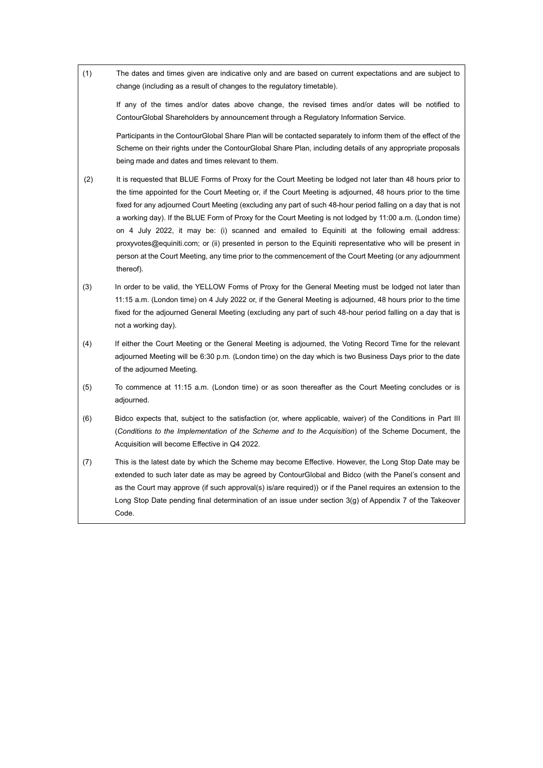(1) The dates and times given are indicative only and are based on current expectations and are subject to change (including as a result of changes to the regulatory timetable).

If any of the times and/or dates above change, the revised times and/or dates will be notified to ContourGlobal Shareholders by announcement through a Regulatory Information Service.

Participants in the ContourGlobal Share Plan will be contacted separately to inform them of the effect of the Scheme on their rights under the ContourGlobal Share Plan, including details of any appropriate proposals being made and dates and times relevant to them.

(2) It is requested that BLUE Forms of Proxy for the Court Meeting be lodged not later than 48 hours prior to the time appointed for the Court Meeting or, if the Court Meeting is adjourned, 48 hours prior to the time fixed for any adjourned Court Meeting (excluding any part of such 48-hour period falling on a day that is not a working day). If the BLUE Form of Proxy for the Court Meeting is not lodged by 11:00 a.m. (London time) on 4 July 2022, it may be: (i) scanned and emailed to Equiniti at the following email address: proxyvotes@equiniti.com; or (ii) presented in person to the Equiniti representative who will be present in person at the Court Meeting, any time prior to the commencement of the Court Meeting (or any adjournment thereof).

(3) In order to be valid, the YELLOW Forms of Proxy for the General Meeting must be lodged not later than 11:15 a.m. (London time) on 4 July 2022 or, if the General Meeting is adjourned, 48 hours prior to the time fixed for the adjourned General Meeting (excluding any part of such 48-hour period falling on a day that is not a working day).

(4) If either the Court Meeting or the General Meeting is adjourned, the Voting Record Time for the relevant adjourned Meeting will be 6:30 p.m. (London time) on the day which is two Business Days prior to the date of the adjourned Meeting.

(5) To commence at 11:15 a.m. (London time) or as soon thereafter as the Court Meeting concludes or is adjourned.

(6) Bidco expects that, subject to the satisfaction (or, where applicable, waiver) of the Conditions in Part III (*Conditions to the Implementation of the Scheme and to the Acquisition*) of the Scheme Document, the Acquisition will become Effective in Q4 2022.

(7) This is the latest date by which the Scheme may become Effective. However, the Long Stop Date may be extended to such later date as may be agreed by ContourGlobal and Bidco (with the Panel's consent and as the Court may approve (if such approval(s) is/are required)) or if the Panel requires an extension to the Long Stop Date pending final determination of an issue under section 3(g) of Appendix 7 of the Takeover Code.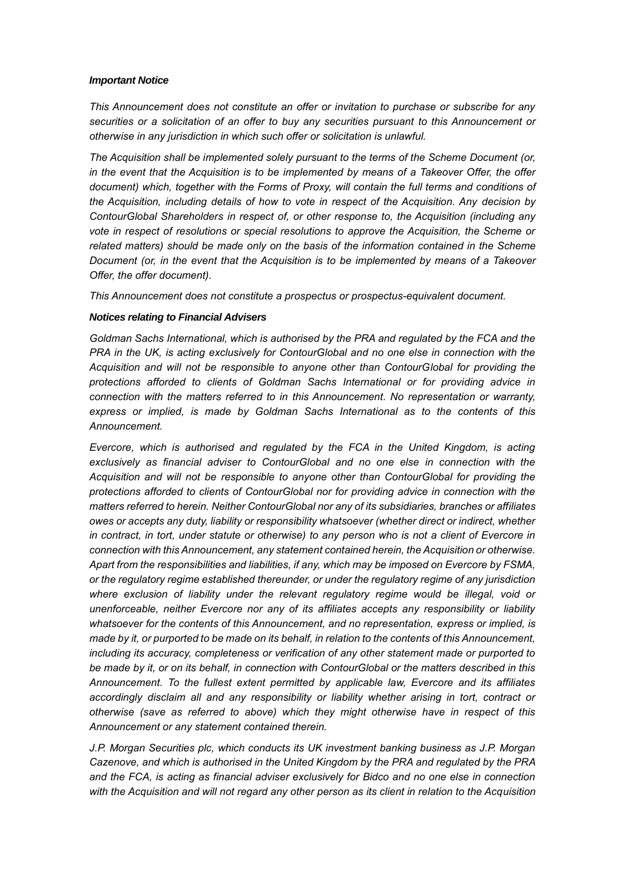***Important Notice***

*This Announcement does not constitute an offer or invitation to purchase or subscribe for any securities or a solicitation of an offer to buy any securities pursuant to this Announcement or otherwise in any jurisdiction in which such offer or solicitation is unlawful.*

*The Acquisition shall be implemented solely pursuant to the terms of the Scheme Document (or, in the event that the Acquisition is to be implemented by means of a Takeover Offer, the offer document) which, together with the Forms of Proxy, will contain the full terms and conditions of the Acquisition, including details of how to vote in respect of the Acquisition. Any decision by ContourGlobal Shareholders in respect of, or other response to, the Acquisition (including any vote in respect of resolutions or special resolutions to approve the Acquisition, the Scheme or related matters) should be made only on the basis of the information contained in the Scheme Document (or, in the event that the Acquisition is to be implemented by means of a Takeover Offer, the offer document).*

*This Announcement does not constitute a prospectus or prospectus-equivalent document.*

***Notices relating to Financial Advisers***

*Goldman Sachs International, which is authorised by the PRA and regulated by the FCA and the PRA in the UK, is acting exclusively for ContourGlobal and no one else in connection with the Acquisition and will not be responsible to anyone other than ContourGlobal for providing the protections afforded to clients of Goldman Sachs International or for providing advice in connection with the matters referred to in this Announcement. No representation or warranty, express or implied, is made by Goldman Sachs International as to the contents of this Announcement.*

*Evercore, which is authorised and regulated by the FCA in the United Kingdom, is acting exclusively as financial adviser to ContourGlobal and no one else in connection with the Acquisition and will not be responsible to anyone other than ContourGlobal for providing the protections afforded to clients of ContourGlobal nor for providing advice in connection with the matters referred to herein. Neither ContourGlobal nor any of its subsidiaries, branches or affiliates owes or accepts any duty, liability or responsibility whatsoever (whether direct or indirect, whether in contract, in tort, under statute or otherwise) to any person who is not a client of Evercore in connection with this Announcement, any statement contained herein, the Acquisition or otherwise. Apart from the responsibilities and liabilities, if any, which may be imposed on Evercore by FSMA, or the regulatory regime established thereunder, or under the regulatory regime of any jurisdiction where exclusion of liability under the relevant regulatory regime would be illegal, void or unenforceable, neither Evercore nor any of its affiliates accepts any responsibility or liability whatsoever for the contents of this Announcement, and no representation, express or implied, is made by it, or purported to be made on its behalf, in relation to the contents of this Announcement, including its accuracy, completeness or verification of any other statement made or purported to be made by it, or on its behalf, in connection with ContourGlobal or the matters described in this Announcement. To the fullest extent permitted by applicable law, Evercore and its affiliates accordingly disclaim all and any responsibility or liability whether arising in tort, contract or otherwise (save as referred to above) which they might otherwise have in respect of this Announcement or any statement contained therein.*

*J.P. Morgan Securities plc, which conducts its UK investment banking business as J.P. Morgan Cazenove, and which is authorised in the United Kingdom by the PRA and regulated by the PRA and the FCA, is acting as financial adviser exclusively for Bidco and no one else in connection with the Acquisition and will not regard any other person as its client in relation to the Acquisition*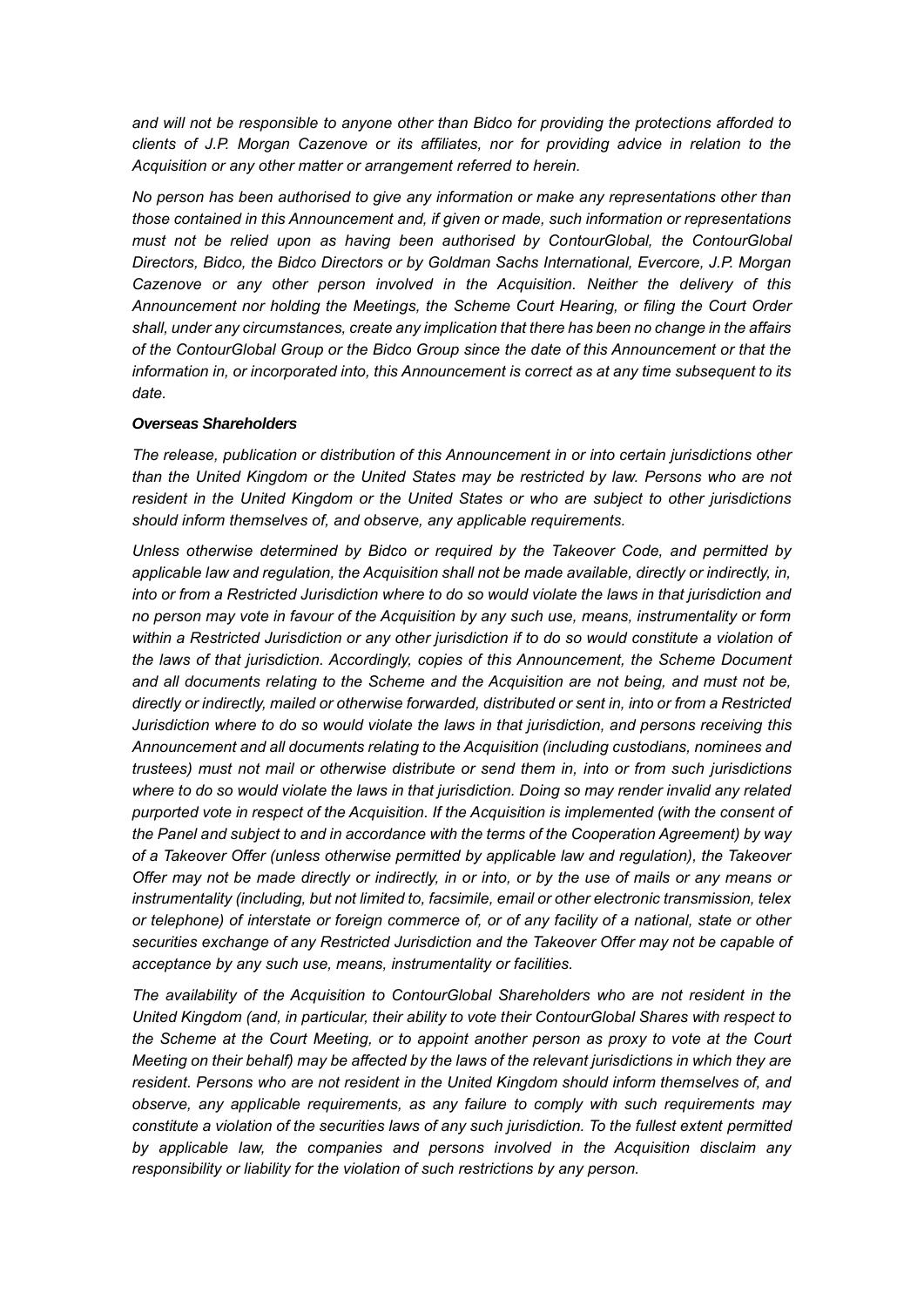*and will not be responsible to anyone other than Bidco for providing the protections afforded to clients of J.P. Morgan Cazenove or its affiliates, nor for providing advice in relation to the Acquisition or any other matter or arrangement referred to herein.*

*No person has been authorised to give any information or make any representations other than those contained in this Announcement and, if given or made, such information or representations must not be relied upon as having been authorised by ContourGlobal, the ContourGlobal Directors, Bidco, the Bidco Directors or by Goldman Sachs International, Evercore, J.P. Morgan Cazenove or any other person involved in the Acquisition. Neither the delivery of this Announcement nor holding the Meetings, the Scheme Court Hearing, or filing the Court Order shall, under any circumstances, create any implication that there has been no change in the affairs of the ContourGlobal Group or the Bidco Group since the date of this Announcement or that the information in, or incorporated into, this Announcement is correct as at any time subsequent to its date.*

***Overseas Shareholders***

*The release, publication or distribution of this Announcement in or into certain jurisdictions other than the United Kingdom or the United States may be restricted by law. Persons who are not resident in the United Kingdom or the United States or who are subject to other jurisdictions should inform themselves of, and observe, any applicable requirements.*

*Unless otherwise determined by Bidco or required by the Takeover Code, and permitted by applicable law and regulation, the Acquisition shall not be made available, directly or indirectly, in, into or from a Restricted Jurisdiction where to do so would violate the laws in that jurisdiction and no person may vote in favour of the Acquisition by any such use, means, instrumentality or form within a Restricted Jurisdiction or any other jurisdiction if to do so would constitute a violation of the laws of that jurisdiction. Accordingly, copies of this Announcement, the Scheme Document and all documents relating to the Scheme and the Acquisition are not being, and must not be, directly or indirectly, mailed or otherwise forwarded, distributed or sent in, into or from a Restricted Jurisdiction where to do so would violate the laws in that jurisdiction, and persons receiving this Announcement and all documents relating to the Acquisition (including custodians, nominees and trustees) must not mail or otherwise distribute or send them in, into or from such jurisdictions where to do so would violate the laws in that jurisdiction. Doing so may render invalid any related purported vote in respect of the Acquisition. If the Acquisition is implemented (with the consent of the Panel and subject to and in accordance with the terms of the Cooperation Agreement) by way of a Takeover Offer (unless otherwise permitted by applicable law and regulation), the Takeover Offer may not be made directly or indirectly, in or into, or by the use of mails or any means or instrumentality (including, but not limited to, facsimile, email or other electronic transmission, telex or telephone) of interstate or foreign commerce of, or of any facility of a national, state or other securities exchange of any Restricted Jurisdiction and the Takeover Offer may not be capable of acceptance by any such use, means, instrumentality or facilities.*

*The availability of the Acquisition to ContourGlobal Shareholders who are not resident in the United Kingdom (and, in particular, their ability to vote their ContourGlobal Shares with respect to the Scheme at the Court Meeting, or to appoint another person as proxy to vote at the Court Meeting on their behalf) may be affected by the laws of the relevant jurisdictions in which they are resident. Persons who are not resident in the United Kingdom should inform themselves of, and observe, any applicable requirements, as any failure to comply with such requirements may constitute a violation of the securities laws of any such jurisdiction. To the fullest extent permitted by applicable law, the companies and persons involved in the Acquisition disclaim any responsibility or liability for the violation of such restrictions by any person.*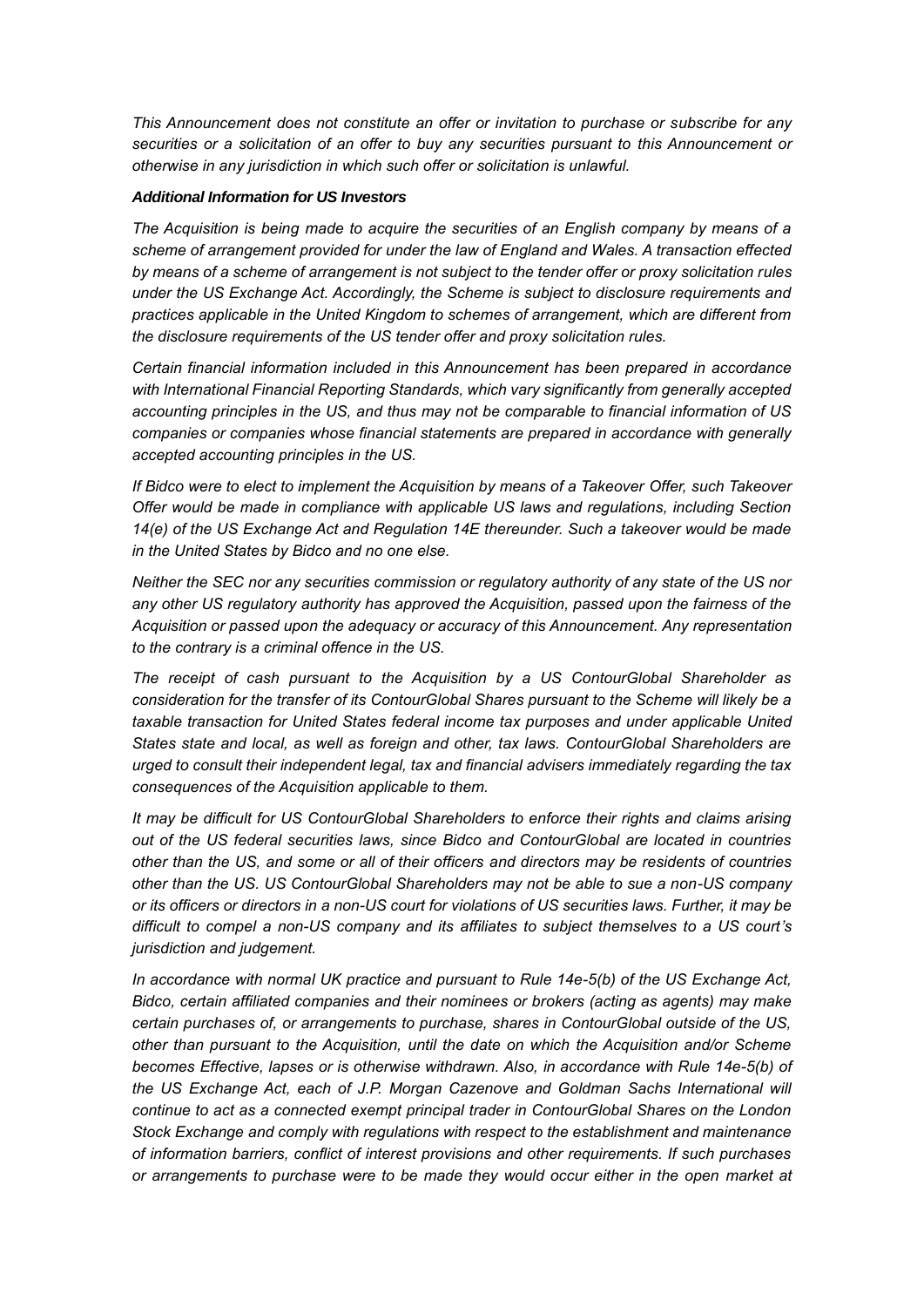*This Announcement does not constitute an offer or invitation to purchase or subscribe for any securities or a solicitation of an offer to buy any securities pursuant to this Announcement or otherwise in any jurisdiction in which such offer or solicitation is unlawful.*

***Additional Information for US Investors***

*The Acquisition is being made to acquire the securities of an English company by means of a scheme of arrangement provided for under the law of England and Wales. A transaction effected by means of a scheme of arrangement is not subject to the tender offer or proxy solicitation rules under the US Exchange Act. Accordingly, the Scheme is subject to disclosure requirements and practices applicable in the United Kingdom to schemes of arrangement, which are different from the disclosure requirements of the US tender offer and proxy solicitation rules.*

*Certain financial information included in this Announcement has been prepared in accordance with International Financial Reporting Standards, which vary significantly from generally accepted accounting principles in the US, and thus may not be comparable to financial information of US companies or companies whose financial statements are prepared in accordance with generally accepted accounting principles in the US.*

*If Bidco were to elect to implement the Acquisition by means of a Takeover Offer, such Takeover Offer would be made in compliance with applicable US laws and regulations, including Section 14(e) of the US Exchange Act and Regulation 14E thereunder. Such a takeover would be made in the United States by Bidco and no one else.*

*Neither the SEC nor any securities commission or regulatory authority of any state of the US nor any other US regulatory authority has approved the Acquisition, passed upon the fairness of the Acquisition or passed upon the adequacy or accuracy of this Announcement. Any representation to the contrary is a criminal offence in the US.*

*The receipt of cash pursuant to the Acquisition by a US ContourGlobal Shareholder as consideration for the transfer of its ContourGlobal Shares pursuant to the Scheme will likely be a taxable transaction for United States federal income tax purposes and under applicable United States state and local, as well as foreign and other, tax laws. ContourGlobal Shareholders are urged to consult their independent legal, tax and financial advisers immediately regarding the tax consequences of the Acquisition applicable to them.*

*It may be difficult for US ContourGlobal Shareholders to enforce their rights and claims arising out of the US federal securities laws, since Bidco and ContourGlobal are located in countries other than the US, and some or all of their officers and directors may be residents of countries other than the US. US ContourGlobal Shareholders may not be able to sue a non-US company or its officers or directors in a non-US court for violations of US securities laws. Further, it may be difficult to compel a non-US company and its affiliates to subject themselves to a US court's jurisdiction and judgement.*

*In accordance with normal UK practice and pursuant to Rule 14e-5(b) of the US Exchange Act, Bidco, certain affiliated companies and their nominees or brokers (acting as agents) may make certain purchases of, or arrangements to purchase, shares in ContourGlobal outside of the US, other than pursuant to the Acquisition, until the date on which the Acquisition and/or Scheme becomes Effective, lapses or is otherwise withdrawn. Also, in accordance with Rule 14e-5(b) of the US Exchange Act, each of J.P. Morgan Cazenove and Goldman Sachs International will continue to act as a connected exempt principal trader in ContourGlobal Shares on the London Stock Exchange and comply with regulations with respect to the establishment and maintenance of information barriers, conflict of interest provisions and other requirements. If such purchases or arrangements to purchase were to be made they would occur either in the open market at*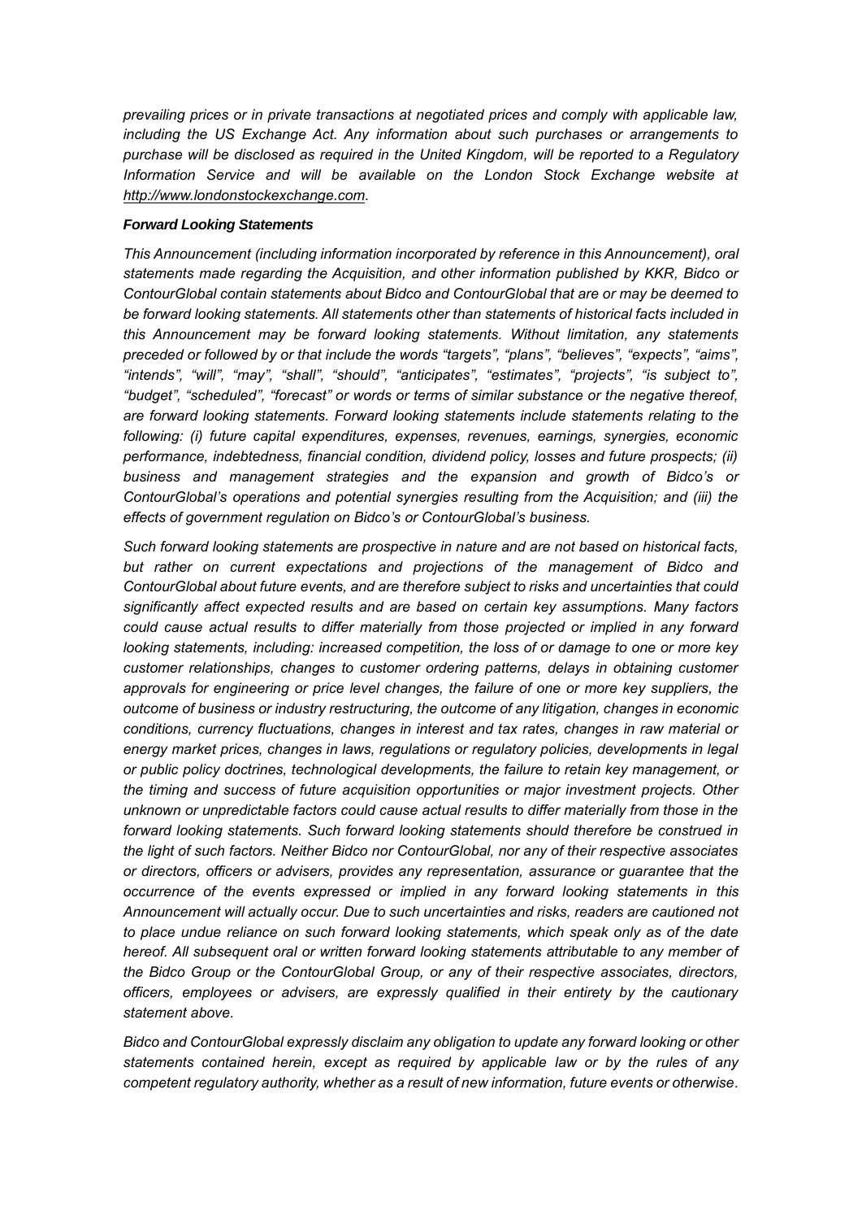*prevailing prices or in private transactions at negotiated prices and comply with applicable law, including the US Exchange Act. Any information about such purchases or arrangements to purchase will be disclosed as required in the United Kingdom, will be reported to a Regulatory Information Service and will be available on the London Stock Exchange website at [http://www.londonstockexchange.com](http://www.londonstockexchange.com).*

***Forward Looking Statements***

*This Announcement (including information incorporated by reference in this Announcement), oral statements made regarding the Acquisition, and other information published by KKR, Bidco or ContourGlobal contain statements about Bidco and ContourGlobal that are or may be deemed to be forward looking statements. All statements other than statements of historical facts included in this Announcement may be forward looking statements. Without limitation, any statements preceded or followed by or that include the words "targets", "plans", "believes", "expects", "aims", "intends", "will", "may", "shall", "should", "anticipates", "estimates", "projects", "is subject to", "budget", "scheduled", "forecast" or words or terms of similar substance or the negative thereof, are forward looking statements. Forward looking statements include statements relating to the following: (i) future capital expenditures, expenses, revenues, earnings, synergies, economic performance, indebtedness, financial condition, dividend policy, losses and future prospects; (ii) business and management strategies and the expansion and growth of Bidco's or ContourGlobal's operations and potential synergies resulting from the Acquisition; and (iii) the effects of government regulation on Bidco's or ContourGlobal's business.*

*Such forward looking statements are prospective in nature and are not based on historical facts, but rather on current expectations and projections of the management of Bidco and ContourGlobal about future events, and are therefore subject to risks and uncertainties that could significantly affect expected results and are based on certain key assumptions. Many factors could cause actual results to differ materially from those projected or implied in any forward looking statements, including: increased competition, the loss of or damage to one or more key customer relationships, changes to customer ordering patterns, delays in obtaining customer approvals for engineering or price level changes, the failure of one or more key suppliers, the outcome of business or industry restructuring, the outcome of any litigation, changes in economic conditions, currency fluctuations, changes in interest and tax rates, changes in raw material or energy market prices, changes in laws, regulations or regulatory policies, developments in legal or public policy doctrines, technological developments, the failure to retain key management, or the timing and success of future acquisition opportunities or major investment projects. Other unknown or unpredictable factors could cause actual results to differ materially from those in the forward looking statements. Such forward looking statements should therefore be construed in the light of such factors. Neither Bidco nor ContourGlobal, nor any of their respective associates or directors, officers or advisers, provides any representation, assurance or guarantee that the occurrence of the events expressed or implied in any forward looking statements in this Announcement will actually occur. Due to such uncertainties and risks, readers are cautioned not to place undue reliance on such forward looking statements, which speak only as of the date hereof. All subsequent oral or written forward looking statements attributable to any member of the Bidco Group or the ContourGlobal Group, or any of their respective associates, directors, officers, employees or advisers, are expressly qualified in their entirety by the cautionary statement above.*

*Bidco and ContourGlobal expressly disclaim any obligation to update any forward looking or other statements contained herein, except as required by applicable law or by the rules of any competent regulatory authority, whether as a result of new information, future events or otherwise.*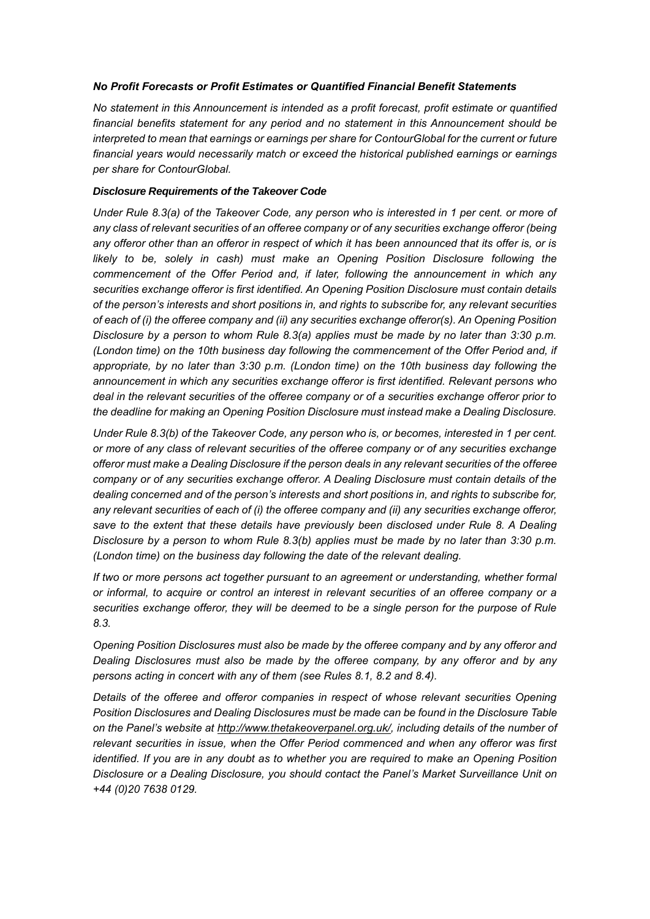***No Profit Forecasts or Profit Estimates or Quantified Financial Benefit Statements***

*No statement in this Announcement is intended as a profit forecast, profit estimate or quantified financial benefits statement for any period and no statement in this Announcement should be interpreted to mean that earnings or earnings per share for ContourGlobal for the current or future financial years would necessarily match or exceed the historical published earnings or earnings per share for ContourGlobal.*

***Disclosure Requirements of the Takeover Code***

*Under Rule 8.3(a) of the Takeover Code, any person who is interested in 1 per cent. or more of any class of relevant securities of an offeree company or of any securities exchange offeror (being any offeror other than an offeror in respect of which it has been announced that its offer is, or is likely to be, solely in cash) must make an Opening Position Disclosure following the commencement of the Offer Period and, if later, following the announcement in which any securities exchange offeror is first identified. An Opening Position Disclosure must contain details of the person's interests and short positions in, and rights to subscribe for, any relevant securities of each of (i) the offeree company and (ii) any securities exchange offeror(s). An Opening Position Disclosure by a person to whom Rule 8.3(a) applies must be made by no later than 3:30 p.m. (London time) on the 10th business day following the commencement of the Offer Period and, if appropriate, by no later than 3:30 p.m. (London time) on the 10th business day following the announcement in which any securities exchange offeror is first identified. Relevant persons who deal in the relevant securities of the offeree company or of a securities exchange offeror prior to the deadline for making an Opening Position Disclosure must instead make a Dealing Disclosure.*

*Under Rule 8.3(b) of the Takeover Code, any person who is, or becomes, interested in 1 per cent. or more of any class of relevant securities of the offeree company or of any securities exchange offeror must make a Dealing Disclosure if the person deals in any relevant securities of the offeree company or of any securities exchange offeror. A Dealing Disclosure must contain details of the dealing concerned and of the person's interests and short positions in, and rights to subscribe for, any relevant securities of each of (i) the offeree company and (ii) any securities exchange offeror, save to the extent that these details have previously been disclosed under Rule 8. A Dealing Disclosure by a person to whom Rule 8.3(b) applies must be made by no later than 3:30 p.m. (London time) on the business day following the date of the relevant dealing.*

*If two or more persons act together pursuant to an agreement or understanding, whether formal or informal, to acquire or control an interest in relevant securities of an offeree company or a securities exchange offeror, they will be deemed to be a single person for the purpose of Rule 8.3.*

*Opening Position Disclosures must also be made by the offeree company and by any offeror and Dealing Disclosures must also be made by the offeree company, by any offeror and by any persons acting in concert with any of them (see Rules 8.1, 8.2 and 8.4).*

*Details of the offeree and offeror companies in respect of whose relevant securities Opening Position Disclosures and Dealing Disclosures must be made can be found in the Disclosure Table on the Panel's website at http://www.thetakeoverpanel.org.uk/, including details of the number of relevant securities in issue, when the Offer Period commenced and when any offeror was first identified. If you are in any doubt as to whether you are required to make an Opening Position Disclosure or a Dealing Disclosure, you should contact the Panel's Market Surveillance Unit on +44 (0)20 7638 0129.*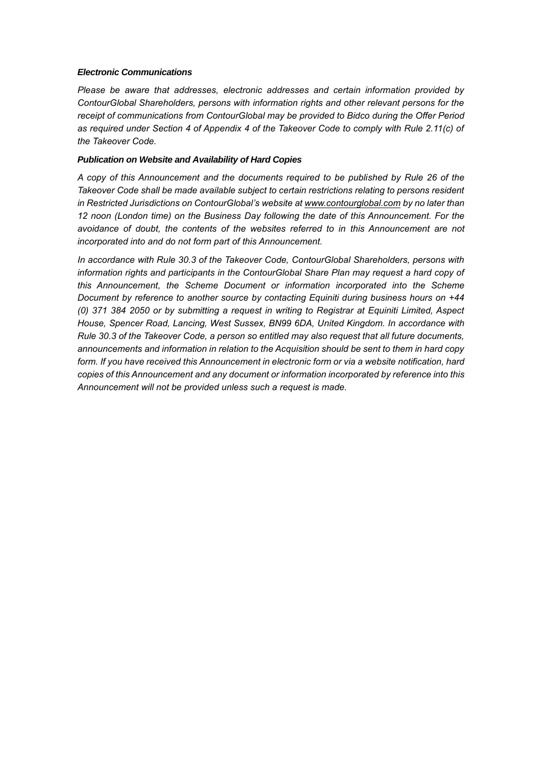***Electronic Communications***

*Please be aware that addresses, electronic addresses and certain information provided by ContourGlobal Shareholders, persons with information rights and other relevant persons for the receipt of communications from ContourGlobal may be provided to Bidco during the Offer Period as required under Section 4 of Appendix 4 of the Takeover Code to comply with Rule 2.11(c) of the Takeover Code.*

***Publication on Website and Availability of Hard Copies***

*A copy of this Announcement and the documents required to be published by Rule 26 of the Takeover Code shall be made available subject to certain restrictions relating to persons resident in Restricted Jurisdictions on ContourGlobal's website at www.contourglobal.com by no later than 12 noon (London time) on the Business Day following the date of this Announcement. For the avoidance of doubt, the contents of the websites referred to in this Announcement are not incorporated into and do not form part of this Announcement.*

*In accordance with Rule 30.3 of the Takeover Code, ContourGlobal Shareholders, persons with information rights and participants in the ContourGlobal Share Plan may request a hard copy of this Announcement, the Scheme Document or information incorporated into the Scheme Document by reference to another source by contacting Equiniti during business hours on +44 (0) 371 384 2050 or by submitting a request in writing to Registrar at Equiniti Limited, Aspect House, Spencer Road, Lancing, West Sussex, BN99 6DA, United Kingdom. In accordance with Rule 30.3 of the Takeover Code, a person so entitled may also request that all future documents, announcements and information in relation to the Acquisition should be sent to them in hard copy form. If you have received this Announcement in electronic form or via a website notification, hard copies of this Announcement and any document or information incorporated by reference into this Announcement will not be provided unless such a request is made.*